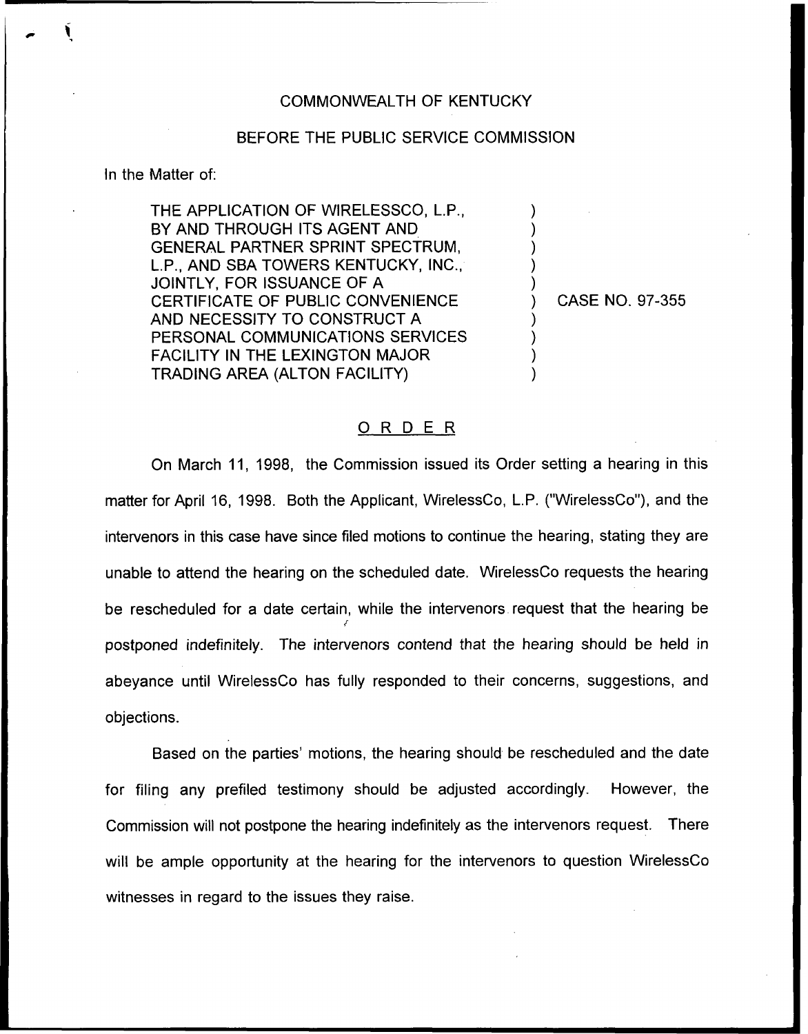COMMONWEALTH OF KENTUCKY

BEFORE THE PUBLIC SERVICE COMMISSION

In the Matter of:

THE APPLICATION OF WIRELESSCO, L.P., BY AND THROUGH ITS AGENT AND GENERAL PARTNER SPRINT SPECTRUM, L.P., AND SBA TOWERS KENTUCKY, INC., JOINTLY, FOR ISSUANCE OF A CERTIFICATE OF PUBLIC CONVENIENCE AND NECESSITY TO CONSTRUCT A PERSONAL COMMUNICATIONS SERVICES FACILITY IN THE LEXINGTON MAJOR TRADING AREA (ALTON FACILITY)

) CASE NO. 97-355

## ORDER

On March 11, 1998, the Commission issued its Order setting a hearing in this matter for April 16, 1998. Both the Applicant, WirelessCo, L.P. ("WirelessCo"), and the intervenors in this case have since filed motions to continue the hearing, stating they are unable to attend the hearing on the scheduled date. WirelessCo requests the hearing be rescheduled for a date certain, while the intervenors request that the hearing be postponed indefinitely. The intervenors contend that the hearing should be held in abeyance until WirelessCo has fully responded to their concerns, suggestions, and objections.

Based on the parties' motions, the hearing should be rescheduled and the date for filing any prefiled testimony should be adjusted accordingly. However, the Commission will not postpone the hearing indefinitely as the intervenors request. There will be ample opportunity at the hearing for the intervenors to question WirelessCo witnesses in regard to the issues they raise.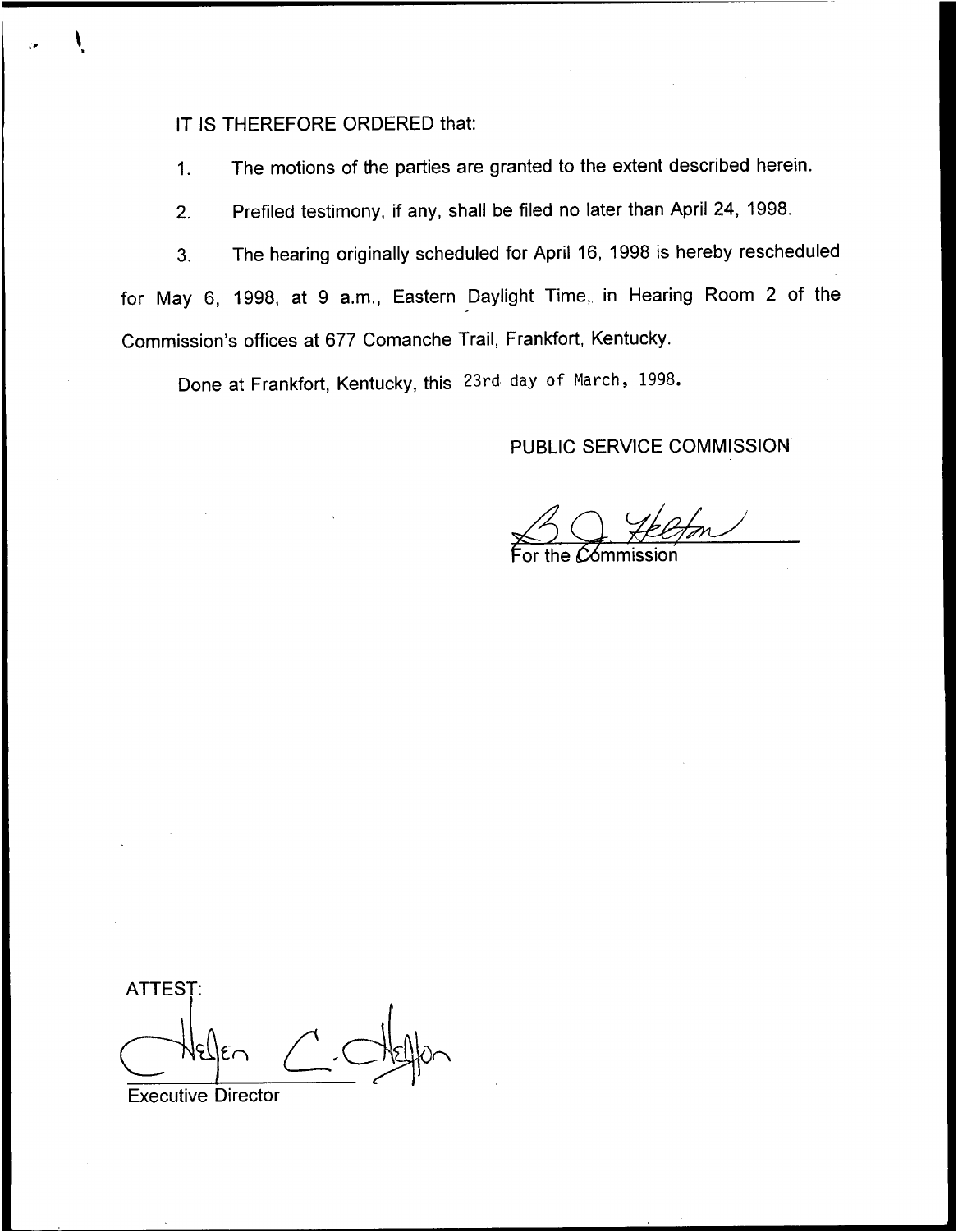IT IS THEREFORE ORDERED that:

1. The motions of the parties are granted to the extent described herein.

2. Prefiled testimony, if any, shall be filed no later than April 24, 1998.

3. The hearing originally scheduled for April 16, 1998 is hereby rescheduled for May 6, 1998, at 9 a.m., Eastern Daylight Time, in Hearing Room 2 of the Commission's offices at 677 Comanche Trail, Frankfort, Kentucky.

Done at Frankfort, Kentucky, this 23rd day of March, 1998.

PUBLIC SERVICE COMMISSION

For the Commission

ATTEST:

Executive Director